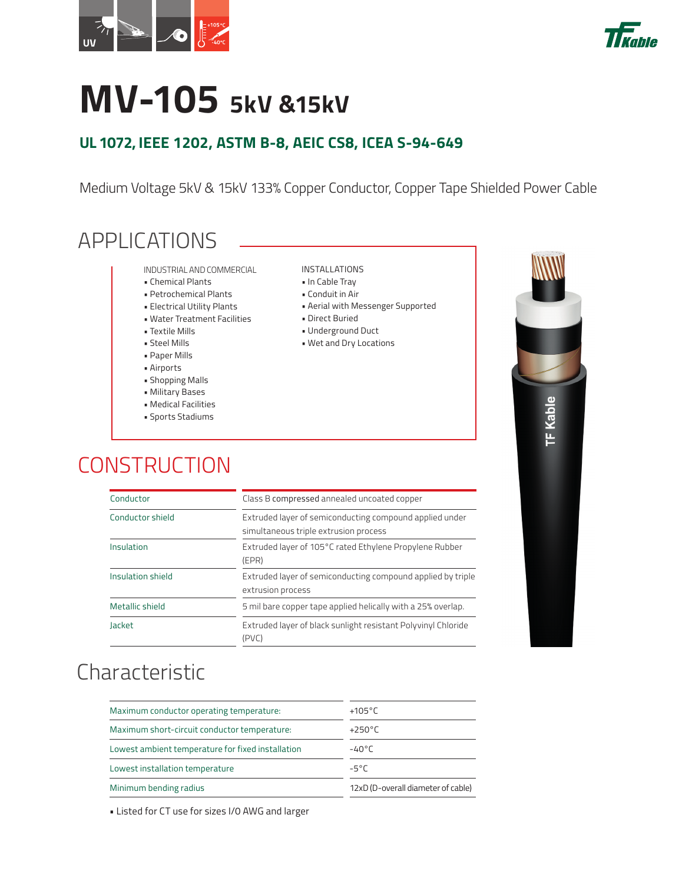# MV-105 5kV &15kV

## UL 1072, IEEE 1202, ASTM B-8, AEIC CS8, ICEA S-94-649

Medium Voltage 5kV & 15kV 133% Copper Conductor, Copper Tape Shielded Power Cable

## APPLICATIONS

INDUSTRIAL AND COMMERCIAL

- Chemical Plants
- Petrochemical Plants
- Electrical Utility Plants
- Water Treatment Facilities
- Textile Mills
- Steel Mills
- Paper Mills
- Airports
- Shopping Malls
- Military Bases
- Medical Facilities
- Sports Stadiums

INSTALLATIONS

- In Cable Tray
- Conduit in Air
- Aerial with Messenger Supported
- Direct Buried
- Underground Duct
- Wet and Dry Locations

## CONSTRUCTION

| | |
|---|---|
| Conductor | Class B compressed annealed uncoated copper |
| Conductor shield | Extruded layer of semiconducting compound applied under simultaneous triple extrusion process |
| Insulation | Extruded layer of 105°C rated Ethylene Propylene Rubber (EPR) |
| Insulation shield | Extruded layer of semiconducting compound applied by triple extrusion process |
| Metallic shield | 5 mil bare copper tape applied helically with a 25% overlap. |
| Jacket | Extruded layer of black sunlight resistant Polyvinyl Chloride (PVC) |

## Characteristic

| | |
|---|---|
| Maximum conductor operating temperature: | +105°C |
| Maximum short-circuit conductor temperature: | +250°C |
| Lowest ambient temperature for fixed installation | -40°C |
| Lowest installation temperature | -5°C |
| Minimum bending radius | 12xD (D-overall diameter of cable) |

- Listed for CT use for sizes 1/0 AWG and larger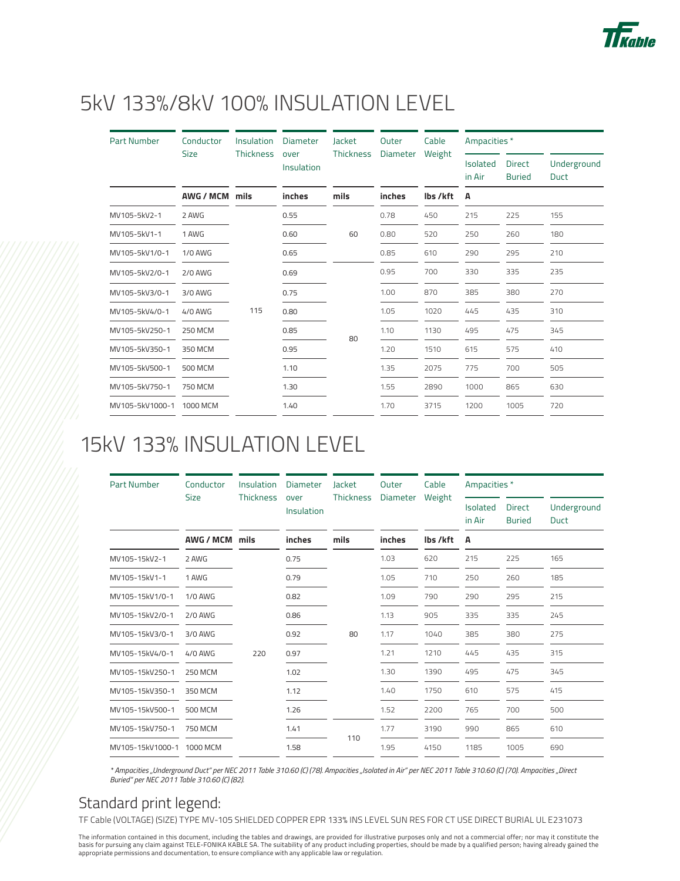# 5kV 133%/8kV 100% INSULATION LEVEL

| Part Number | Conductor Size | Insulation Thickness | Diameter over Insulation | Jacket Thickness | Outer Diameter | Cable Weight | Ampacities * | | |
|---|---|---|---|---|---|---|---|---|---|
| | | | | | | | Isolated in Air | Direct Buried | Underground Duct |
| | **AWG / MCM** | **mils** | **inches** | **mils** | **inches** | **lbs /kft** | **A** | | |
| MV105-5kV2-1 | 2 AWG | 115 | 0.55 | 60 | 0.78 | 450 | 215 | 225 | 155 |
| MV105-5kV1-1 | 1 AWG | 115 | 0.60 | 60 | 0.80 | 520 | 250 | 260 | 180 |
| MV105-5kV1/0-1 | 1/0 AWG | 115 | 0.65 | 60 | 0.85 | 610 | 290 | 295 | 210 |
| MV105-5kV2/0-1 | 2/0 AWG | 115 | 0.69 | 80 | 0.95 | 700 | 330 | 335 | 235 |
| MV105-5kV3/0-1 | 3/0 AWG | 115 | 0.75 | 80 | 1.00 | 870 | 385 | 380 | 270 |
| MV105-5kV4/0-1 | 4/0 AWG | 115 | 0.80 | 80 | 1.05 | 1020 | 445 | 435 | 310 |
| MV105-5kV250-1 | 250 MCM | 115 | 0.85 | 80 | 1.10 | 1130 | 495 | 475 | 345 |
| MV105-5kV350-1 | 350 MCM | 115 | 0.95 | 80 | 1.20 | 1510 | 615 | 575 | 410 |
| MV105-5kV500-1 | 500 MCM | 115 | 1.10 | 80 | 1.35 | 2075 | 775 | 700 | 505 |
| MV105-5kV750-1 | 750 MCM | 115 | 1.30 | 80 | 1.55 | 2890 | 1000 | 865 | 630 |
| MV105-5kV1000-1 | 1000 MCM | 115 | 1.40 | 80 | 1.70 | 3715 | 1200 | 1005 | 720 |

# 15kV 133% INSULATION LEVEL

| Part Number | Conductor Size | Insulation Thickness | Diameter over Insulation | Jacket Thickness | Outer Diameter | Cable Weight | Ampacities * | | |
|---|---|---|---|---|---|---|---|---|---|
| | | | | | | | Isolated in Air | Direct Buried | Underground Duct |
| | **AWG / MCM** | **mils** | **inches** | **mils** | **inches** | **lbs /kft** | **A** | | |
| MV105-15kV2-1 | 2 AWG | 220 | 0.75 | 80 | 1.03 | 620 | 215 | 225 | 165 |
| MV105-15kV1-1 | 1 AWG | 220 | 0.79 | 80 | 1.05 | 710 | 250 | 260 | 185 |
| MV105-15kV1/0-1 | 1/0 AWG | 220 | 0.82 | 80 | 1.09 | 790 | 290 | 295 | 215 |
| MV105-15kV2/0-1 | 2/0 AWG | 220 | 0.86 | 80 | 1.13 | 905 | 335 | 335 | 245 |
| MV105-15kV3/0-1 | 3/0 AWG | 220 | 0.92 | 80 | 1.17 | 1040 | 385 | 380 | 275 |
| MV105-15kV4/0-1 | 4/0 AWG | 220 | 0.97 | 80 | 1.21 | 1210 | 445 | 435 | 315 |
| MV105-15kV250-1 | 250 MCM | 220 | 1.02 | 80 | 1.30 | 1390 | 495 | 475 | 345 |
| MV105-15kV350-1 | 350 MCM | 220 | 1.12 | 80 | 1.40 | 1750 | 610 | 575 | 415 |
| MV105-15kV500-1 | 500 MCM | 220 | 1.26 | 80 | 1.52 | 2200 | 765 | 700 | 500 |
| MV105-15kV750-1 | 750 MCM | 220 | 1.41 | 110 | 1.77 | 3190 | 990 | 865 | 610 |
| MV105-15kV1000-1 | 1000 MCM | 220 | 1.58 | 110 | 1.95 | 4150 | 1185 | 1005 | 690 |

*\* Ampacities „Underground Duct" per NEC 2011 Table 310.60 (C) (78). Ampacities „Isolated in Air" per NEC 2011 Table 310.60 (C) (70). Ampacities „Direct Buried" per NEC 2011 Table 310.60 (C) (82).*

## Standard print legend:

TF Cable (VOLTAGE) (SIZE) TYPE MV-105 SHIELDED COPPER EPR 133% INS LEVEL SUN RES FOR CT USE DIRECT BURIAL UL E231073

The information contained in this document, including the tables and drawings, are provided for illustrative purposes only and not a commercial offer; nor may it constitute the basis for pursuing any claim against TELE-FONIKA KABLE SA. The suitability of any product including properties, should be made by a qualified person; having already gained the appropriate permissions and documentation, to ensure compliance with any applicable law or regulation.